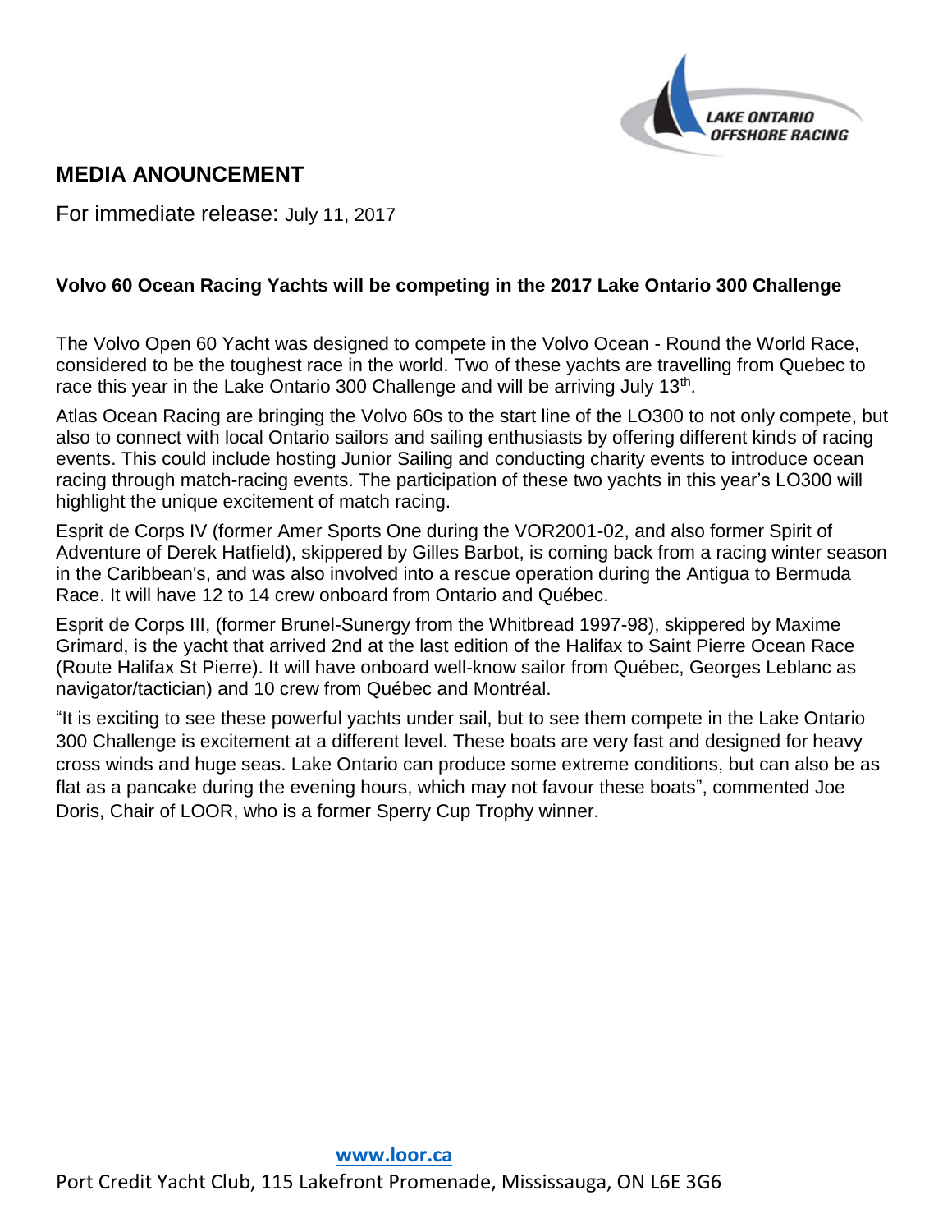LAKE ONTARIO
OFFSHORE RACING

# MEDIA ANOUNCEMENT

For immediate release: July 11, 2017

**Volvo 60 Ocean Racing Yachts will be competing in the 2017 Lake Ontario 300 Challenge**

The Volvo Open 60 Yacht was designed to compete in the Volvo Ocean - Round the World Race, considered to be the toughest race in the world. Two of these yachts are travelling from Quebec to race this year in the Lake Ontario 300 Challenge and will be arriving July 13th.

Atlas Ocean Racing are bringing the Volvo 60s to the start line of the LO300 to not only compete, but also to connect with local Ontario sailors and sailing enthusiasts by offering different kinds of racing events. This could include hosting Junior Sailing and conducting charity events to introduce ocean racing through match-racing events. The participation of these two yachts in this year's LO300 will highlight the unique excitement of match racing.

Esprit de Corps IV (former Amer Sports One during the VOR2001-02, and also former Spirit of Adventure of Derek Hatfield), skippered by Gilles Barbot, is coming back from a racing winter season in the Caribbean's, and was also involved into a rescue operation during the Antigua to Bermuda Race. It will have 12 to 14 crew onboard from Ontario and Québec.

Esprit de Corps III, (former Brunel-Sunergy from the Whitbread 1997-98), skippered by Maxime Grimard, is the yacht that arrived 2nd at the last edition of the Halifax to Saint Pierre Ocean Race (Route Halifax St Pierre). It will have onboard well-know sailor from Québec, Georges Leblanc as navigator/tactician) and 10 crew from Québec and Montréal.

"It is exciting to see these powerful yachts under sail, but to see them compete in the Lake Ontario 300 Challenge is excitement at a different level. These boats are very fast and designed for heavy cross winds and huge seas. Lake Ontario can produce some extreme conditions, but can also be as flat as a pancake during the evening hours, which may not favour these boats", commented Joe Doris, Chair of LOOR, who is a former Sperry Cup Trophy winner.

www.loor.ca

Port Credit Yacht Club, 115 Lakefront Promenade, Mississauga, ON L6E 3G6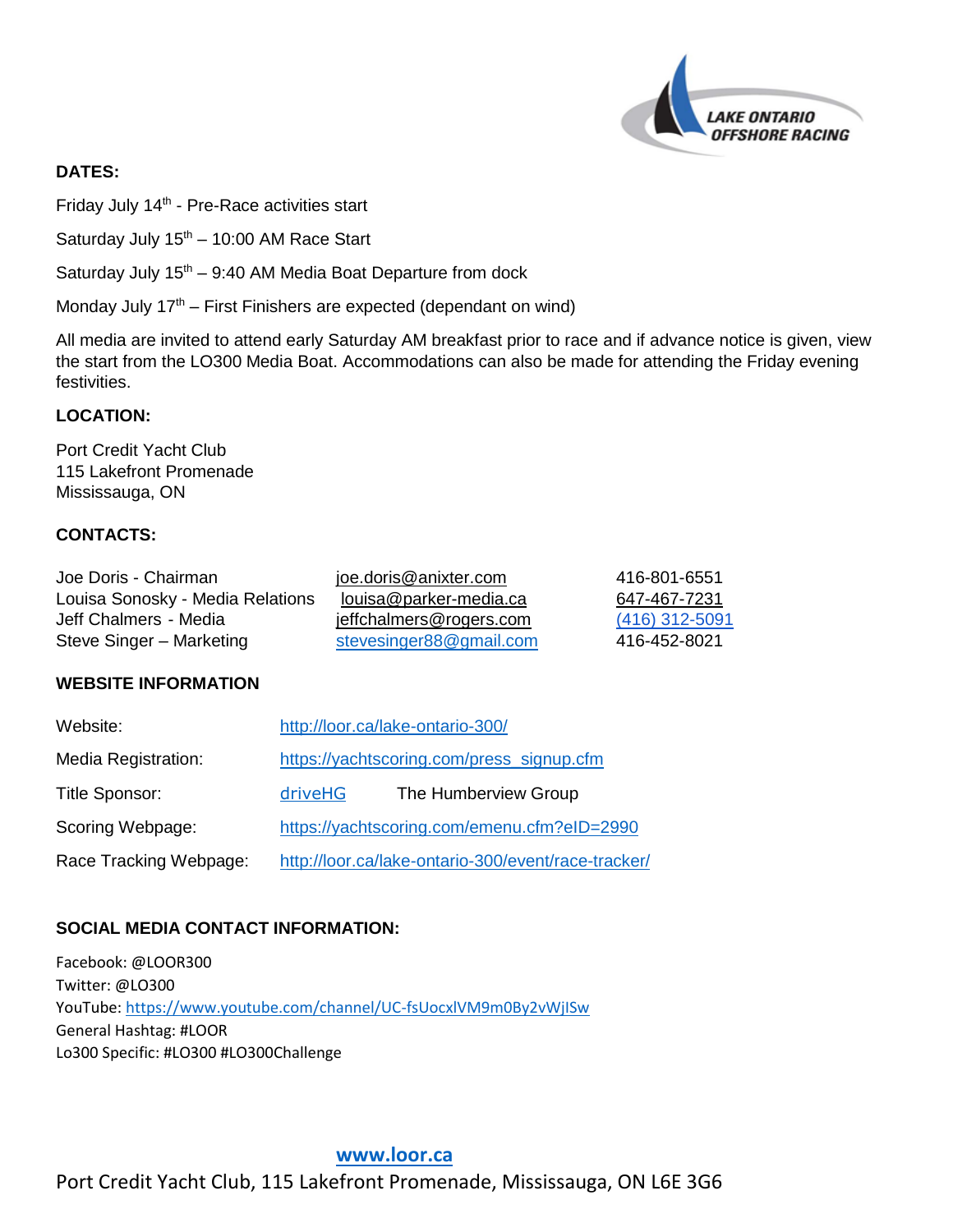**DATES:**

Friday July 14th - Pre-Race activities start

Saturday July 15th – 10:00 AM Race Start

Saturday July 15th – 9:40 AM Media Boat Departure from dock

Monday July 17th – First Finishers are expected (dependant on wind)

All media are invited to attend early Saturday AM breakfast prior to race and if advance notice is given, view the start from the LO300 Media Boat. Accommodations can also be made for attending the Friday evening festivities.

**LOCATION:**

Port Credit Yacht Club
115 Lakefront Promenade
Mississauga, ON

**CONTACTS:**

| | | |
|---|---|---|
| Joe Doris - Chairman | joe.doris@anixter.com | 416-801-6551 |
| Louisa Sonosky - Media Relations | louisa@parker-media.ca | 647-467-7231 |
| Jeff Chalmers - Media | jeffchalmers@rogers.com | (416) 312-5091 |
| Steve Singer – Marketing | stevesinger88@gmail.com | 416-452-8021 |

**WEBSITE INFORMATION**

| | | |
|---|---|---|
| Website: | http://loor.ca/lake-ontario-300/ | |
| Media Registration: | https://yachtscoring.com/press_signup.cfm | |
| Title Sponsor: | driveHG | The Humberview Group |
| Scoring Webpage: | https://yachtscoring.com/emenu.cfm?eID=2990 | |
| Race Tracking Webpage: | http://loor.ca/lake-ontario-300/event/race-tracker/ | |

**SOCIAL MEDIA CONTACT INFORMATION:**

Facebook: @LOOR300
Twitter: @LO300
YouTube: https://www.youtube.com/channel/UC-fsUocxlVM9m0By2vWjISw
General Hashtag: #LOOR
Lo300 Specific: #LO300 #LO300Challenge

**www.loor.ca**

Port Credit Yacht Club, 115 Lakefront Promenade, Mississauga, ON L6E 3G6